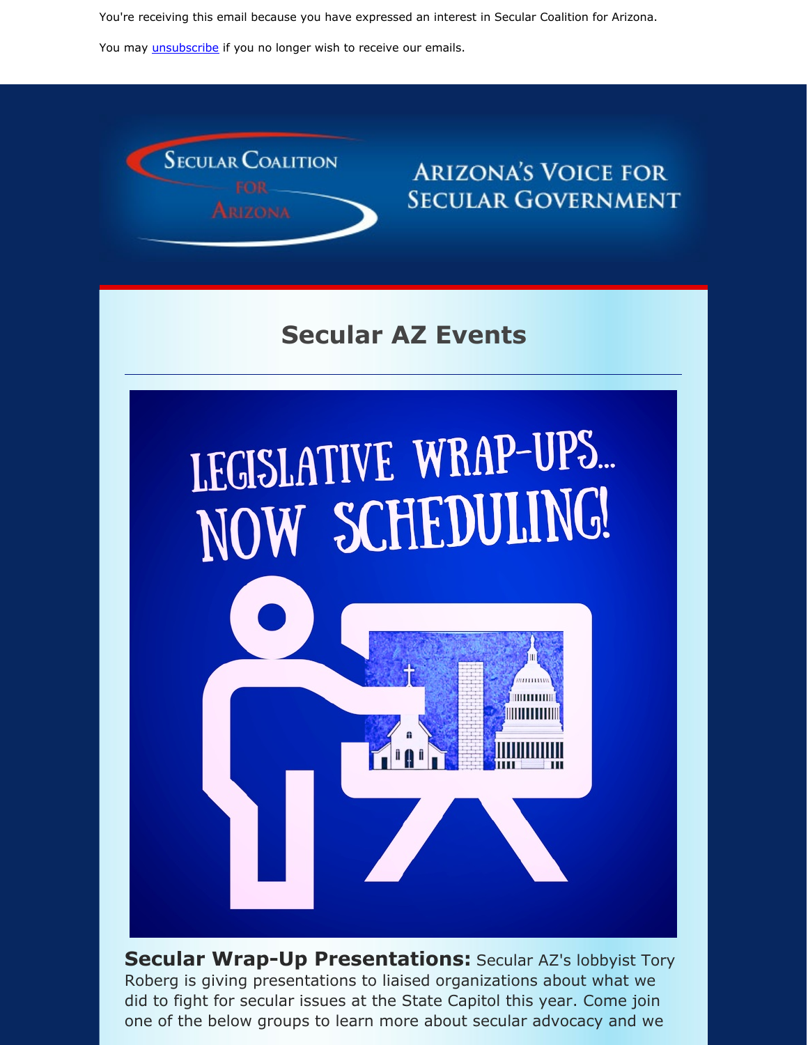You're receiving this email because you have expressed an interest in Secular Coalition for Arizona.

You may unsubscribe if you no longer wish to receive our emails.

# Secular AZ Events

**Secular Wrap-Up Presentations:** Secular AZ's lobbyist Tory Roberg is giving presentations to liaised organizations about what we did to fight for secular issues at the State Capitol this year. Come join one of the below groups to learn more about secular advocacy and we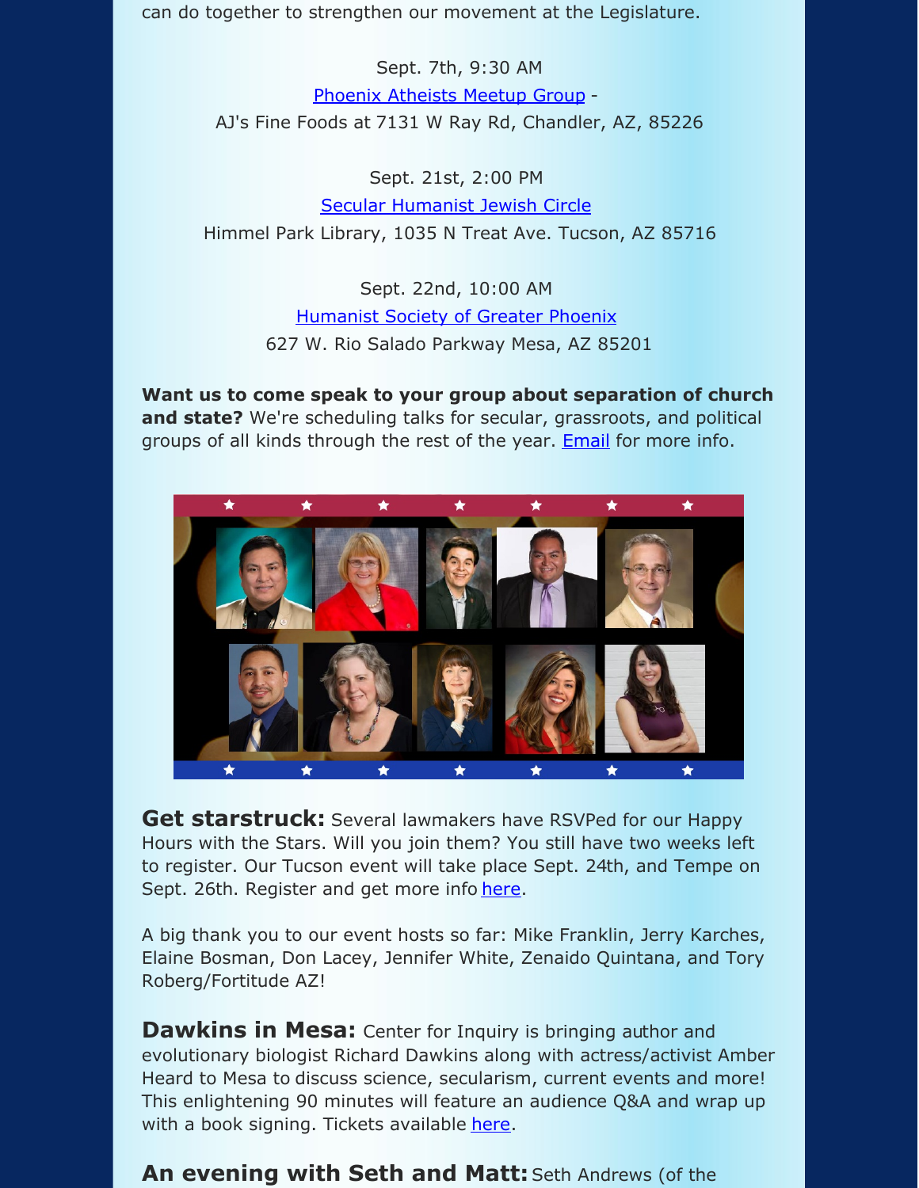can do together to strengthen our movement at the Legislature.

Sept. 7th, 9:30 AM
Phoenix Atheists Meetup Group -
AJ's Fine Foods at 7131 W Ray Rd, Chandler, AZ, 85226

Sept. 21st, 2:00 PM
Secular Humanist Jewish Circle
Himmel Park Library, 1035 N Treat Ave. Tucson, AZ 85716

Sept. 22nd, 10:00 AM
Humanist Society of Greater Phoenix
627 W. Rio Salado Parkway Mesa, AZ 85201

**Want us to come speak to your group about separation of church and state?** We're scheduling talks for secular, grassroots, and political groups of all kinds through the rest of the year. Email for more info.

**Get starstruck:** Several lawmakers have RSVPed for our Happy Hours with the Stars. Will you join them? You still have two weeks left to register. Our Tucson event will take place Sept. 24th, and Tempe on Sept. 26th. Register and get more info here.

A big thank you to our event hosts so far: Mike Franklin, Jerry Karches, Elaine Bosman, Don Lacey, Jennifer White, Zenaido Quintana, and Tory Roberg/Fortitude AZ!

**Dawkins in Mesa:** Center for Inquiry is bringing author and evolutionary biologist Richard Dawkins along with actress/activist Amber Heard to Mesa to discuss science, secularism, current events and more! This enlightening 90 minutes will feature an audience Q&A and wrap up with a book signing. Tickets available here.

**An evening with Seth and Matt:** Seth Andrews (of the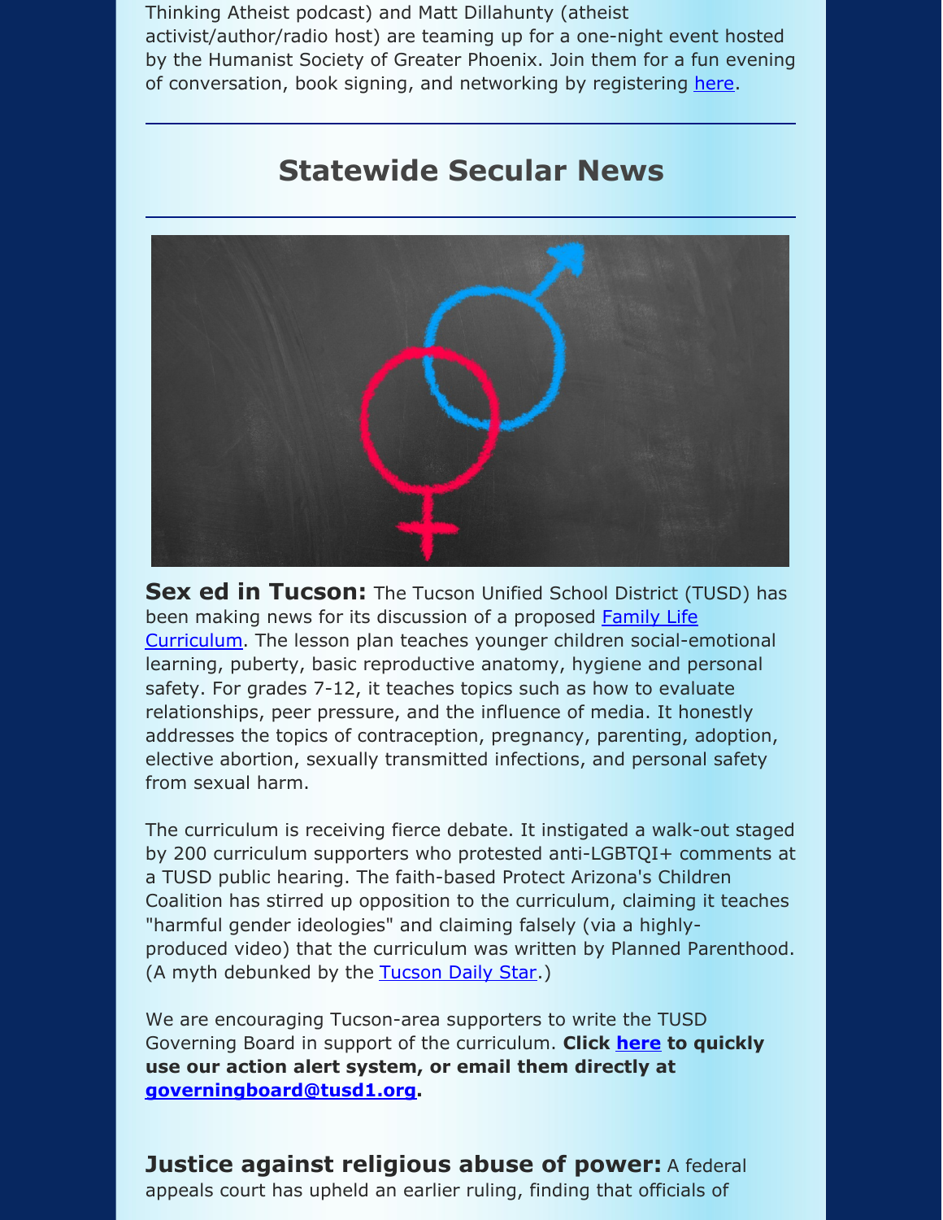Thinking Atheist podcast) and Matt Dillahunty (atheist activist/author/radio host) are teaming up for a one-night event hosted by the Humanist Society of Greater Phoenix. Join them for a fun evening of conversation, book signing, and networking by registering here.

---

## Statewide Secular News

---

**Sex ed in Tucson:** The Tucson Unified School District (TUSD) has been making news for its discussion of a proposed Family Life Curriculum. The lesson plan teaches younger children social-emotional learning, puberty, basic reproductive anatomy, hygiene and personal safety. For grades 7-12, it teaches topics such as how to evaluate relationships, peer pressure, and the influence of media. It honestly addresses the topics of contraception, pregnancy, parenting, adoption, elective abortion, sexually transmitted infections, and personal safety from sexual harm.

The curriculum is receiving fierce debate. It instigated a walk-out staged by 200 curriculum supporters who protested anti-LGBTQI+ comments at a TUSD public hearing. The faith-based Protect Arizona's Children Coalition has stirred up opposition to the curriculum, claiming it teaches "harmful gender ideologies" and claiming falsely (via a highly-produced video) that the curriculum was written by Planned Parenthood. (A myth debunked by the Tucson Daily Star.)

We are encouraging Tucson-area supporters to write the TUSD Governing Board in support of the curriculum. **Click here to quickly use our action alert system, or email them directly at governingboard@tusd1.org.**

**Justice against religious abuse of power:** A federal appeals court has upheld an earlier ruling, finding that officials of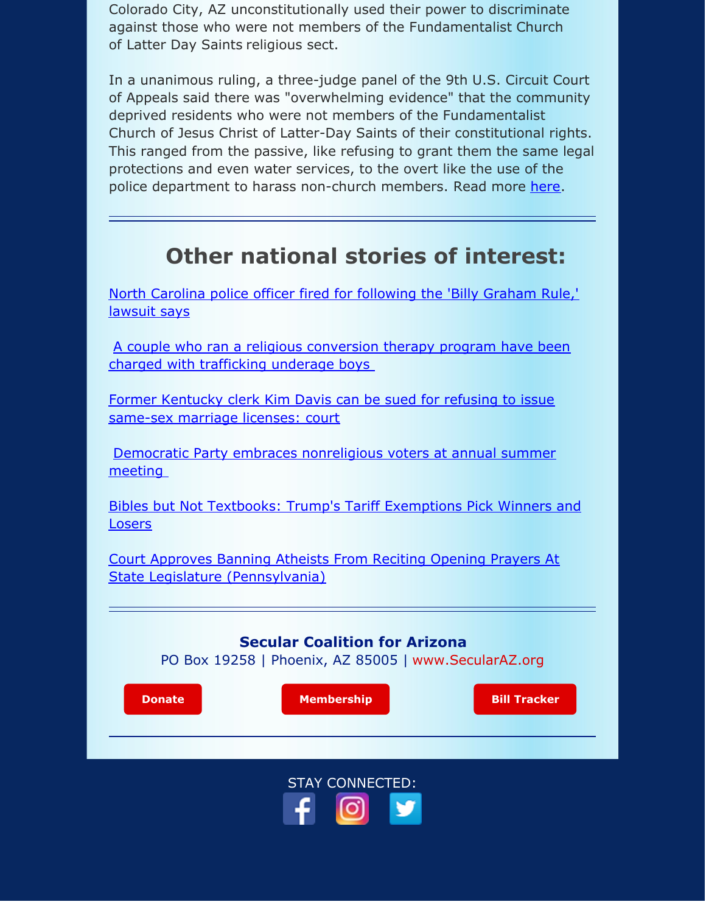Colorado City, AZ unconstitutionally used their power to discriminate against those who were not members of the Fundamentalist Church of Latter Day Saints religious sect.

In a unanimous ruling, a three-judge panel of the 9th U.S. Circuit Court of Appeals said there was "overwhelming evidence" that the community deprived residents who were not members of the Fundamentalist Church of Jesus Christ of Latter-Day Saints of their constitutional rights. This ranged from the passive, like refusing to grant them the same legal protections and even water services, to the overt like the use of the police department to harass non-church members. Read more here.

---

## Other national stories of interest:

North Carolina police officer fired for following the 'Billy Graham Rule,' lawsuit says

A couple who ran a religious conversion therapy program have been charged with trafficking underage boys

Former Kentucky clerk Kim Davis can be sued for refusing to issue same-sex marriage licenses: court

Democratic Party embraces nonreligious voters at annual summer meeting

Bibles but Not Textbooks: Trump's Tariff Exemptions Pick Winners and Losers

Court Approves Banning Atheists From Reciting Opening Prayers At State Legislature (Pennsylvania)

---

**Secular Coalition for Arizona**
PO Box 19258 | Phoenix, AZ 85005 | www.SecularAZ.org

Donate | Membership | Bill Tracker

---

STAY CONNECTED: